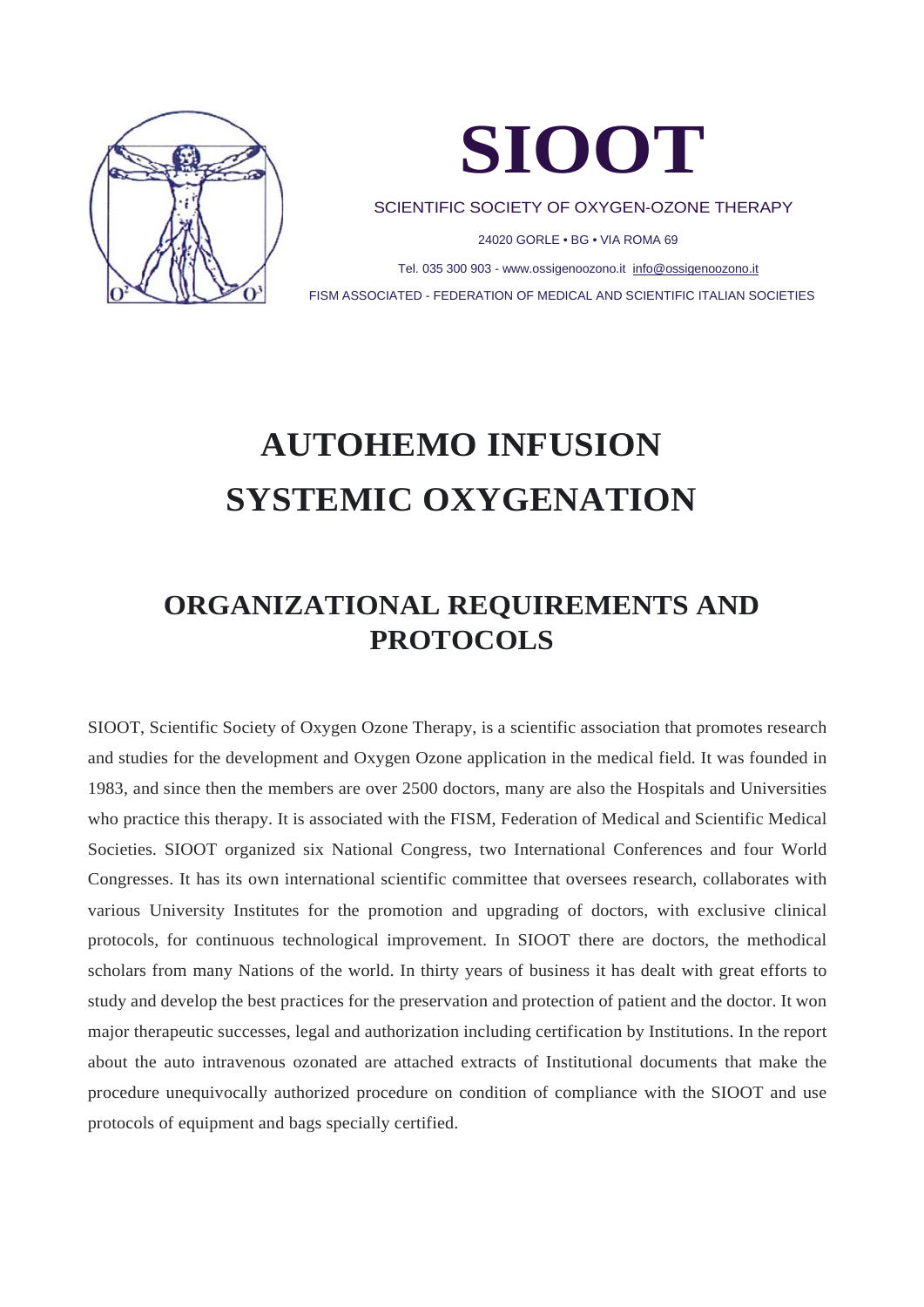# SIOOT

SCIENTIFIC SOCIETY OF OXYGEN-OZONE THERAPY

24020 GORLE • BG • VIA ROMA 69

Tel. 035 300 903 - www.ossigenoozono.it info@ossigenoozono.it

FISM ASSOCIATED - FEDERATION OF MEDICAL AND SCIENTIFIC ITALIAN SOCIETIES

# AUTOHEMO INFUSION SYSTEMIC OXYGENATION

## ORGANIZATIONAL REQUIREMENTS AND PROTOCOLS

SIOOT, Scientific Society of Oxygen Ozone Therapy, is a scientific association that promotes research and studies for the development and Oxygen Ozone application in the medical field. It was founded in 1983, and since then the members are over 2500 doctors, many are also the Hospitals and Universities who practice this therapy. It is associated with the FISM, Federation of Medical and Scientific Medical Societies. SIOOT organized six National Congress, two International Conferences and four World Congresses. It has its own international scientific committee that oversees research, collaborates with various University Institutes for the promotion and upgrading of doctors, with exclusive clinical protocols, for continuous technological improvement. In SIOOT there are doctors, the methodical scholars from many Nations of the world. In thirty years of business it has dealt with great efforts to study and develop the best practices for the preservation and protection of patient and the doctor. It won major therapeutic successes, legal and authorization including certification by Institutions. In the report about the auto intravenous ozonated are attached extracts of Institutional documents that make the procedure unequivocally authorized procedure on condition of compliance with the SIOOT and use protocols of equipment and bags specially certified.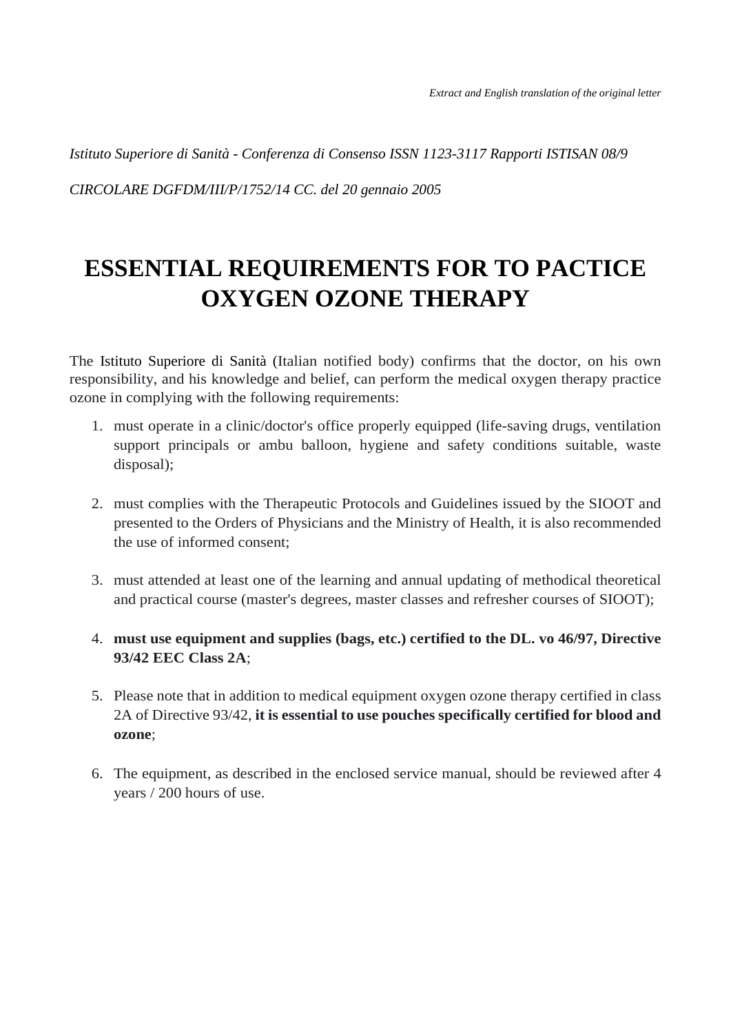*Extract and English translation of the original letter*

*Istituto Superiore di Sanità - Conferenza di Consenso ISSN 1123-3117 Rapporti ISTISAN 08/9*

*CIRCOLARE DGFDM/III/P/1752/14 CC. del 20 gennaio 2005*

# ESSENTIAL REQUIREMENTS FOR TO PACTICE OXYGEN OZONE THERAPY

The Istituto Superiore di Sanità (Italian notified body) confirms that the doctor, on his own responsibility, and his knowledge and belief, can perform the medical oxygen therapy practice ozone in complying with the following requirements:

1. must operate in a clinic/doctor's office properly equipped (life-saving drugs, ventilation support principals or ambu balloon, hygiene and safety conditions suitable, waste disposal);

2. must complies with the Therapeutic Protocols and Guidelines issued by the SIOOT and presented to the Orders of Physicians and the Ministry of Health, it is also recommended the use of informed consent;

3. must attended at least one of the learning and annual updating of methodical theoretical and practical course (master's degrees, master classes and refresher courses of SIOOT);

4. **must use equipment and supplies (bags, etc.) certified to the DL. vo 46/97, Directive 93/42 EEC Class 2A**;

5. Please note that in addition to medical equipment oxygen ozone therapy certified in class 2A of Directive 93/42, **it is essential to use pouches specifically certified for blood and ozone**;

6. The equipment, as described in the enclosed service manual, should be reviewed after 4 years / 200 hours of use.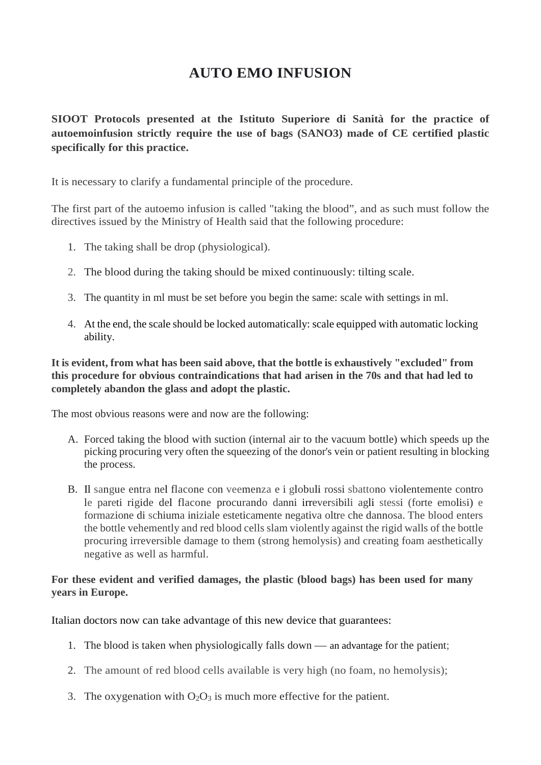# AUTO EMO INFUSION

**SIOOT Protocols presented at the Istituto Superiore di Sanità for the practice of autoemoinfusion strictly require the use of bags (SANO3) made of CE certified plastic specifically for this practice.**

It is necessary to clarify a fundamental principle of the procedure.

The first part of the autoemo infusion is called "taking the blood", and as such must follow the directives issued by the Ministry of Health said that the following procedure:

1. The taking shall be drop (physiological).
2. The blood during the taking should be mixed continuously: tilting scale.
3. The quantity in ml must be set before you begin the same: scale with settings in ml.
4. At the end, the scale should be locked automatically: scale equipped with automatic locking ability.

**It is evident, from what has been said above, that the bottle is exhaustively "excluded" from this procedure for obvious contraindications that had arisen in the 70s and that had led to completely abandon the glass and adopt the plastic.**

The most obvious reasons were and now are the following:

A. Forced taking the blood with suction (internal air to the vacuum bottle) which speeds up the picking procuring very often the squeezing of the donor's vein or patient resulting in blocking the process.

B. Il sangue entra nel flacone con veemenza e i globuli rossi sbattono violentemente contro le pareti rigide del flacone procurando danni irreversibili agli stessi (forte emolisi) e formazione di schiuma iniziale esteticamente negativa oltre che dannosa. The blood enters the bottle vehemently and red blood cells slam violently against the rigid walls of the bottle procuring irreversible damage to them (strong hemolysis) and creating foam aesthetically negative as well as harmful.

**For these evident and verified damages, the plastic (blood bags) has been used for many years in Europe.**

Italian doctors now can take advantage of this new device that guarantees:

1. The blood is taken when physiologically falls down — an advantage for the patient;
2. The amount of red blood cells available is very high (no foam, no hemolysis);
3. The oxygenation with $O_2O_3$ is much more effective for the patient.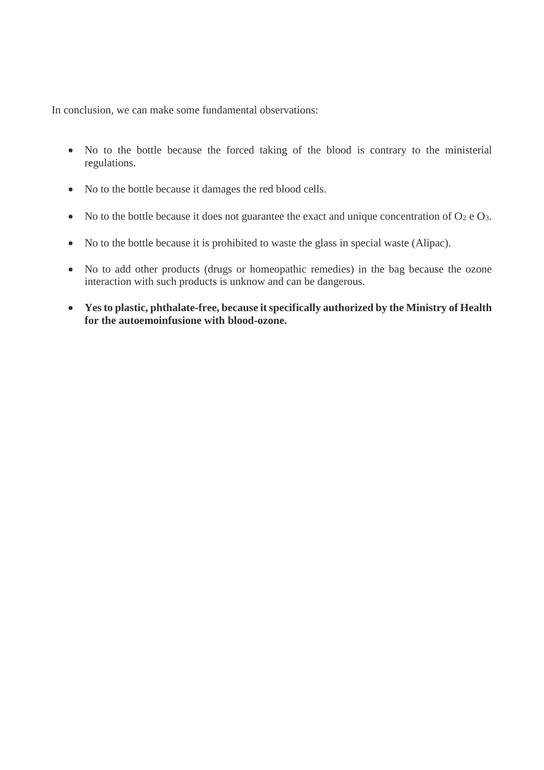In conclusion, we can make some fundamental observations:

- No to the bottle because the forced taking of the blood is contrary to the ministerial regulations.
- No to the bottle because it damages the red blood cells.
- No to the bottle because it does not guarantee the exact and unique concentration of $O_2$ e $O_3$.
- No to the bottle because it is prohibited to waste the glass in special waste (Alipac).
- No to add other products (drugs or homeopathic remedies) in the bag because the ozone interaction with such products is unknow and can be dangerous.
- **Yes to plastic, phthalate-free, because it specifically authorized by the Ministry of Health for the autoemoinfusione with blood-ozone.**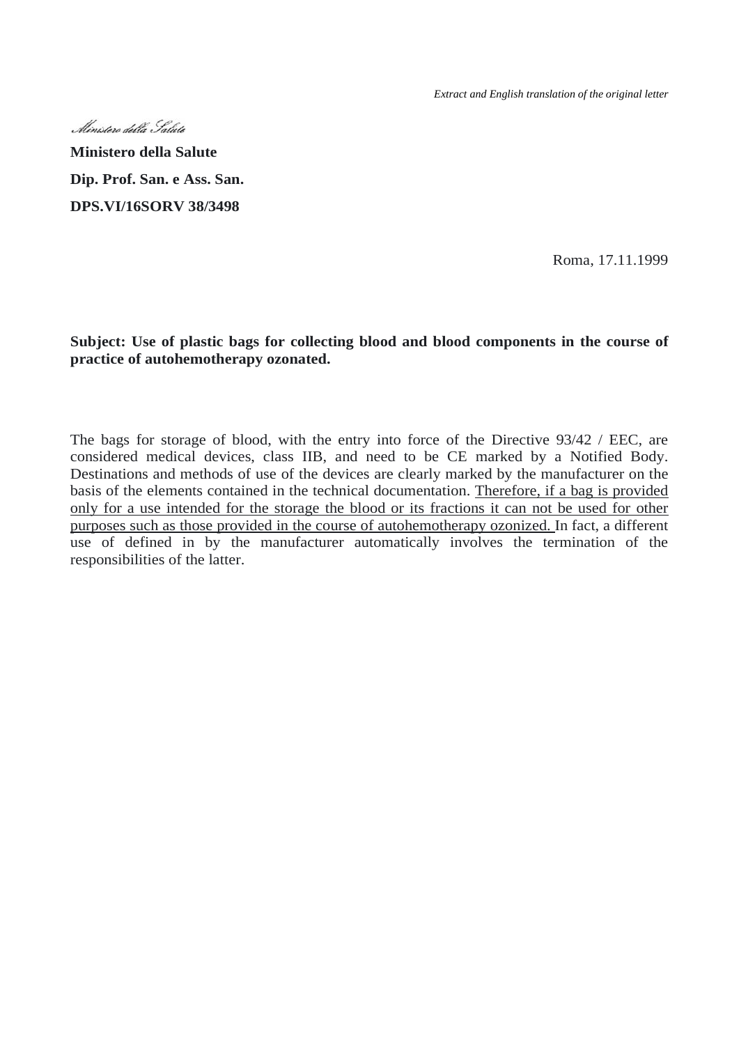*Extract and English translation of the original letter*

*Ministero della Salute*

**Ministero della Salute**

**Dip. Prof. San. e Ass. San.**

**DPS.VI/16SORV 38/3498**

Roma, 17.11.1999

**Subject: Use of plastic bags for collecting blood and blood components in the course of practice of autohemotherapy ozonated.**

The bags for storage of blood, with the entry into force of the Directive 93/42 / EEC, are considered medical devices, class IIB, and need to be CE marked by a Notified Body. Destinations and methods of use of the devices are clearly marked by the manufacturer on the basis of the elements contained in the technical documentation. <u>Therefore, if a bag is provided only for a use intended for the storage the blood or its fractions it can not be used for other purposes such as those provided in the course of autohemotherapy ozonized.</u> In fact, a different use of defined in by the manufacturer automatically involves the termination of the responsibilities of the latter.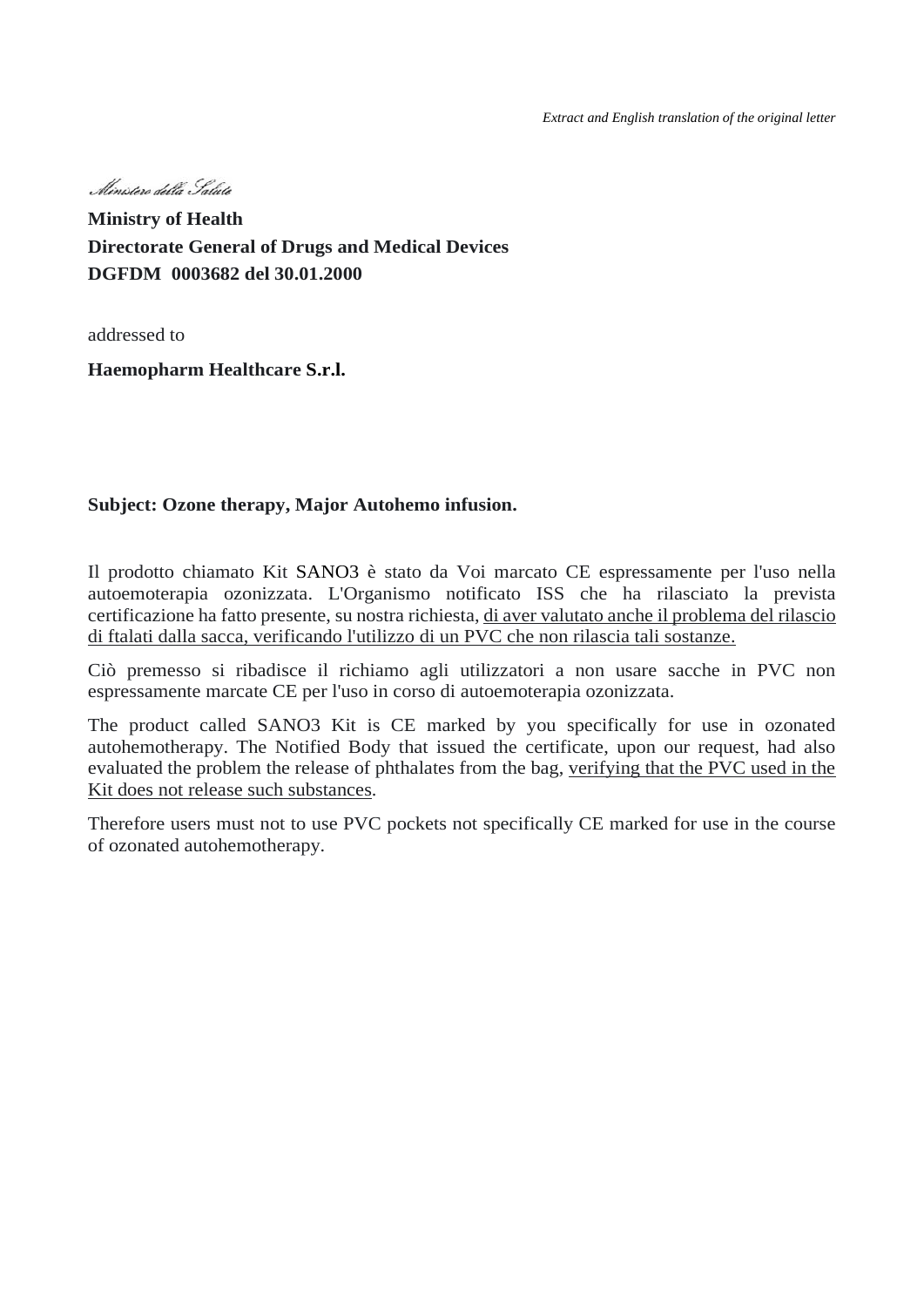*Extract and English translation of the original letter*

*Ministero della Salute*

**Ministry of Health**
**Directorate General of Drugs and Medical Devices**
**DGFDM 0003682 del 30.01.2000**

addressed to

**Haemopharm Healthcare S.r.l.**

**Subject: Ozone therapy, Major Autohemo infusion.**

Il prodotto chiamato Kit SANO3 è stato da Voi marcato CE espressamente per l'uso nella autoemoterapia ozonizzata. L'Organismo notificato ISS che ha rilasciato la prevista certificazione ha fatto presente, su nostra richiesta, <u>di aver valutato anche il problema del rilascio di ftalati dalla sacca, verificando l'utilizzo di un PVC che non rilascia tali sostanze.</u>

Ciò premesso si ribadisce il richiamo agli utilizzatori a non usare sacche in PVC non espressamente marcate CE per l'uso in corso di autoemoterapia ozonizzata.

The product called SANO3 Kit is CE marked by you specifically for use in ozonated autohemotherapy. The Notified Body that issued the certificate, upon our request, had also evaluated the problem the release of phthalates from the bag, <u>verifying that the PVC used in the Kit does not release such substances</u>.

Therefore users must not to use PVC pockets not specifically CE marked for use in the course of ozonated autohemotherapy.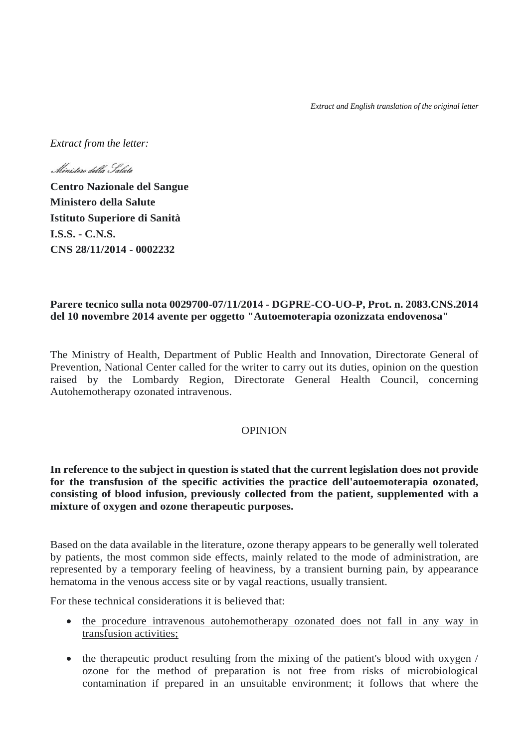*Extract and English translation of the original letter*

*Extract from the letter:*

*Ministero della Salute*

**Centro Nazionale del Sangue**
**Ministero della Salute**
**Istituto Superiore di Sanità**
**I.S.S. - C.N.S.**
**CNS 28/11/2014 - 0002232**

**Parere tecnico sulla nota 0029700-07/11/2014 - DGPRE-CO-UO-P, Prot. n. 2083.CNS.2014 del 10 novembre 2014 avente per oggetto "Autoemoterapia ozonizzata endovenosa"**

The Ministry of Health, Department of Public Health and Innovation, Directorate General of Prevention, National Center called for the writer to carry out its duties, opinion on the question raised by the Lombardy Region, Directorate General Health Council, concerning Autohemotherapy ozonated intravenous.

OPINION

**In reference to the subject in question is stated that the current legislation does not provide for the transfusion of the specific activities the practice dell'autoemoterapia ozonated, consisting of blood infusion, previously collected from the patient, supplemented with a mixture of oxygen and ozone therapeutic purposes.**

Based on the data available in the literature, ozone therapy appears to be generally well tolerated by patients, the most common side effects, mainly related to the mode of administration, are represented by a temporary feeling of heaviness, by a transient burning pain, by appearance hematoma in the venous access site or by vagal reactions, usually transient.

For these technical considerations it is believed that:

- <u>the procedure intravenous autohemotherapy ozonated does not fall in any way in transfusion activities;</u>
- the therapeutic product resulting from the mixing of the patient's blood with oxygen / ozone for the method of preparation is not free from risks of microbiological contamination if prepared in an unsuitable environment; it follows that where the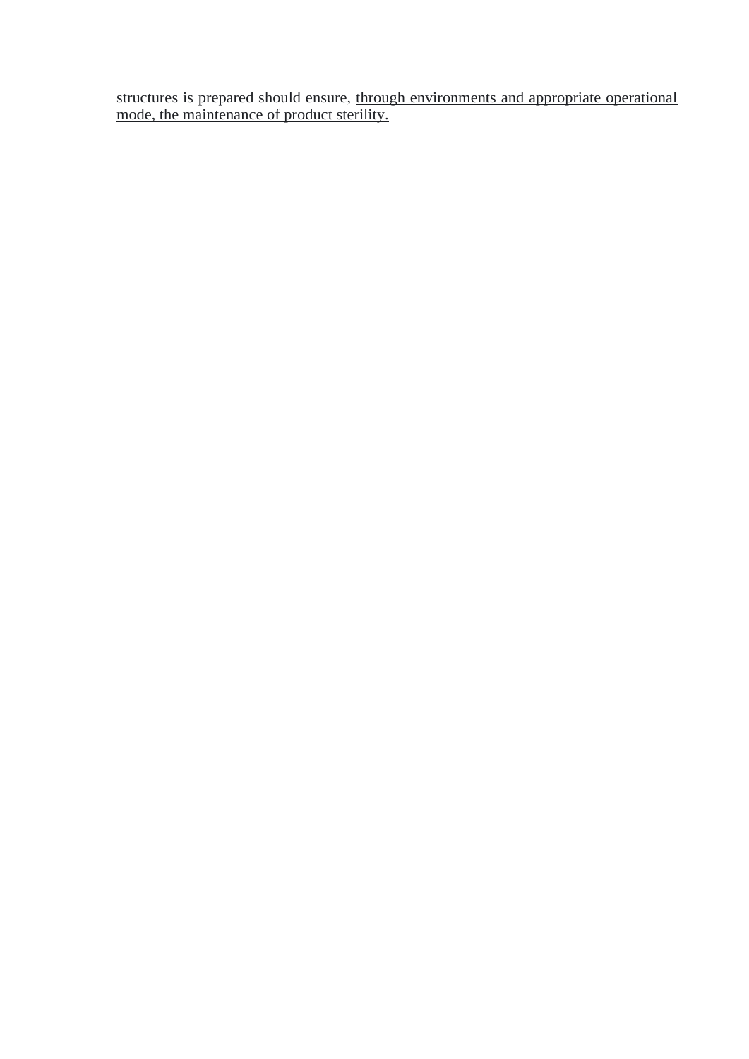structures is prepared should ensure, <u>through environments and appropriate operational mode, the maintenance of product sterility.</u>